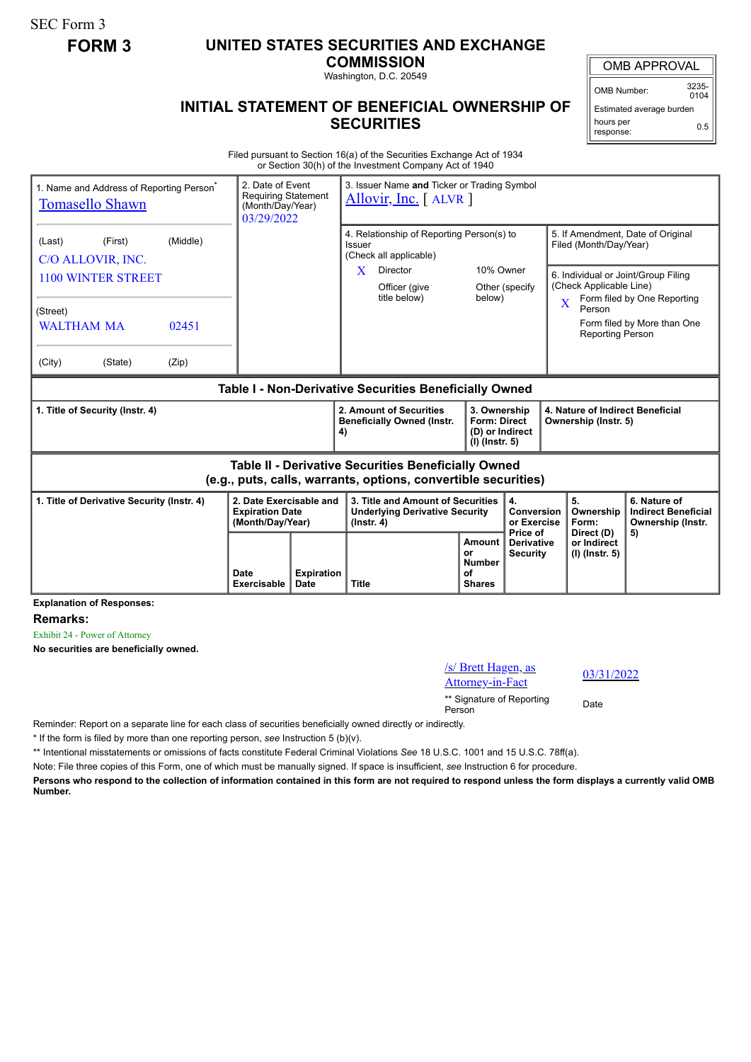SEC Form 3

**FORM 3**

# UNITED STATES SECURITIES AND EXCHANGE COMMISSION

Washington, D.C. 20549

## INITIAL STATEMENT OF BENEFICIAL OWNERSHIP OF SECURITIES

| OMB APPROVAL | |
|---|---|
| OMB Number: | 3235-0104 |
| Estimated average burden hours per response: | 0.5 |

Filed pursuant to Section 16(a) of the Securities Exchange Act of 1934 or Section 30(h) of the Investment Company Act of 1940

| 1. Name and Address of Reporting Person* | 2. Date of Event Requiring Statement (Month/Day/Year) | 3. Issuer Name and Ticker or Trading Symbol |
|---|---|---|
| Tomasello Shawn | 03/29/2022 | Allovir, Inc. [ ALVR ] |
| (Last) (First) (Middle) C/O ALLOVIR, INC. 1100 WINTER STREET | | 4. Relationship of Reporting Person(s) to Issuer (Check all applicable): X Director; 10% Owner; Officer (give title below); Other (specify below) |
| (Street) WALTHAM MA 02451 | | 5. If Amendment, Date of Original Filed (Month/Day/Year) |
| (City) (State) (Zip) | | 6. Individual or Joint/Group Filing (Check Applicable Line): X Form filed by One Reporting Person; Form filed by More than One Reporting Person |

### Table I - Non-Derivative Securities Beneficially Owned

| 1. Title of Security (Instr. 4) | 2. Amount of Securities Beneficially Owned (Instr. 4) | 3. Ownership Form: Direct (D) or Indirect (I) (Instr. 5) | 4. Nature of Indirect Beneficial Ownership (Instr. 5) |
|---|---|---|---|

### Table II - Derivative Securities Beneficially Owned (e.g., puts, calls, warrants, options, convertible securities)

| 1. Title of Derivative Security (Instr. 4) | 2. Date Exercisable and Expiration Date (Month/Day/Year) | | 3. Title and Amount of Securities Underlying Derivative Security (Instr. 4) | | 4. Conversion or Exercise Price of Derivative Security | 5. Ownership Form: Direct (D) or Indirect (I) (Instr. 5) | 6. Nature of Indirect Beneficial Ownership (Instr. 5) |
|---|---|---|---|---|---|---|---|
| | Date Exercisable | Expiration Date | Title | Amount or Number of Shares | | | |

**Explanation of Responses:**

**Remarks:**

Exhibit 24 - Power of Attorney

**No securities are beneficially owned.**

| /s/ Brett Hagen, as Attorney-in-Fact | 03/31/2022 |
|---|---|
| ** Signature of Reporting Person | Date |

Reminder: Report on a separate line for each class of securities beneficially owned directly or indirectly.

\* If the form is filed by more than one reporting person, *see* Instruction 5 (b)(v).

\*\* Intentional misstatements or omissions of facts constitute Federal Criminal Violations *See* 18 U.S.C. 1001 and 15 U.S.C. 78ff(a).

Note: File three copies of this Form, one of which must be manually signed. If space is insufficient, *see* Instruction 6 for procedure.

**Persons who respond to the collection of information contained in this form are not required to respond unless the form displays a currently valid OMB Number.**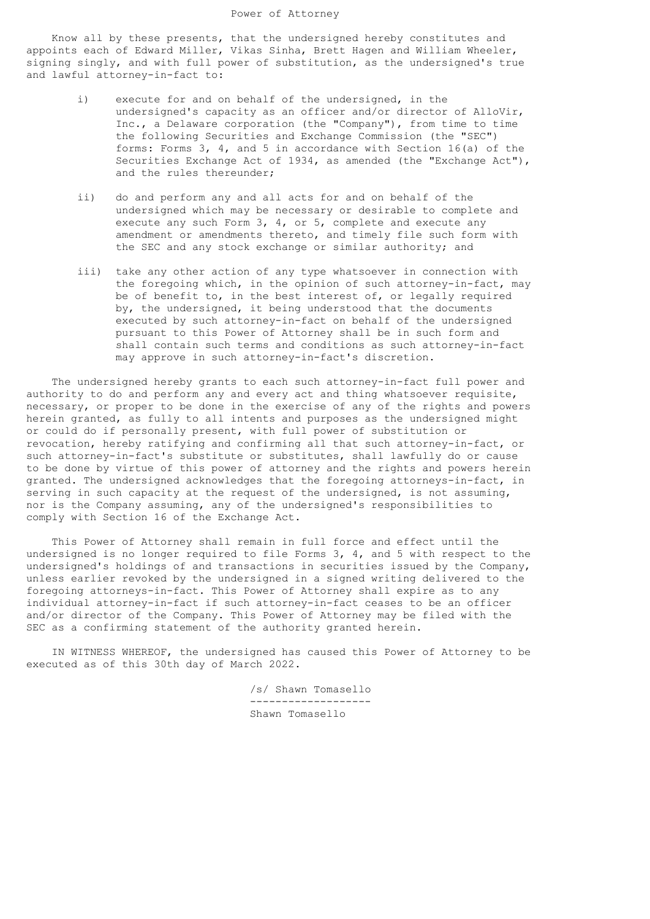# Power of Attorney

Know all by these presents, that the undersigned hereby constitutes and appoints each of Edward Miller, Vikas Sinha, Brett Hagen and William Wheeler, signing singly, and with full power of substitution, as the undersigned's true and lawful attorney-in-fact to:

i) execute for and on behalf of the undersigned, in the undersigned's capacity as an officer and/or director of AlloVir, Inc., a Delaware corporation (the "Company"), from time to time the following Securities and Exchange Commission (the "SEC") forms: Forms 3, 4, and 5 in accordance with Section 16(a) of the Securities Exchange Act of 1934, as amended (the "Exchange Act"), and the rules thereunder;

ii) do and perform any and all acts for and on behalf of the undersigned which may be necessary or desirable to complete and execute any such Form 3, 4, or 5, complete and execute any amendment or amendments thereto, and timely file such form with the SEC and any stock exchange or similar authority; and

iii) take any other action of any type whatsoever in connection with the foregoing which, in the opinion of such attorney-in-fact, may be of benefit to, in the best interest of, or legally required by, the undersigned, it being understood that the documents executed by such attorney-in-fact on behalf of the undersigned pursuant to this Power of Attorney shall be in such form and shall contain such terms and conditions as such attorney-in-fact may approve in such attorney-in-fact's discretion.

The undersigned hereby grants to each such attorney-in-fact full power and authority to do and perform any and every act and thing whatsoever requisite, necessary, or proper to be done in the exercise of any of the rights and powers herein granted, as fully to all intents and purposes as the undersigned might or could do if personally present, with full power of substitution or revocation, hereby ratifying and confirming all that such attorney-in-fact, or such attorney-in-fact's substitute or substitutes, shall lawfully do or cause to be done by virtue of this power of attorney and the rights and powers herein granted. The undersigned acknowledges that the foregoing attorneys-in-fact, in serving in such capacity at the request of the undersigned, is not assuming, nor is the Company assuming, any of the undersigned's responsibilities to comply with Section 16 of the Exchange Act.

This Power of Attorney shall remain in full force and effect until the undersigned is no longer required to file Forms 3, 4, and 5 with respect to the undersigned's holdings of and transactions in securities issued by the Company, unless earlier revoked by the undersigned in a signed writing delivered to the foregoing attorneys-in-fact. This Power of Attorney shall expire as to any individual attorney-in-fact if such attorney-in-fact ceases to be an officer and/or director of the Company. This Power of Attorney may be filed with the SEC as a confirming statement of the authority granted herein.

IN WITNESS WHEREOF, the undersigned has caused this Power of Attorney to be executed as of this 30th day of March 2022.

/s/ Shawn Tomasello

Shawn Tomasello